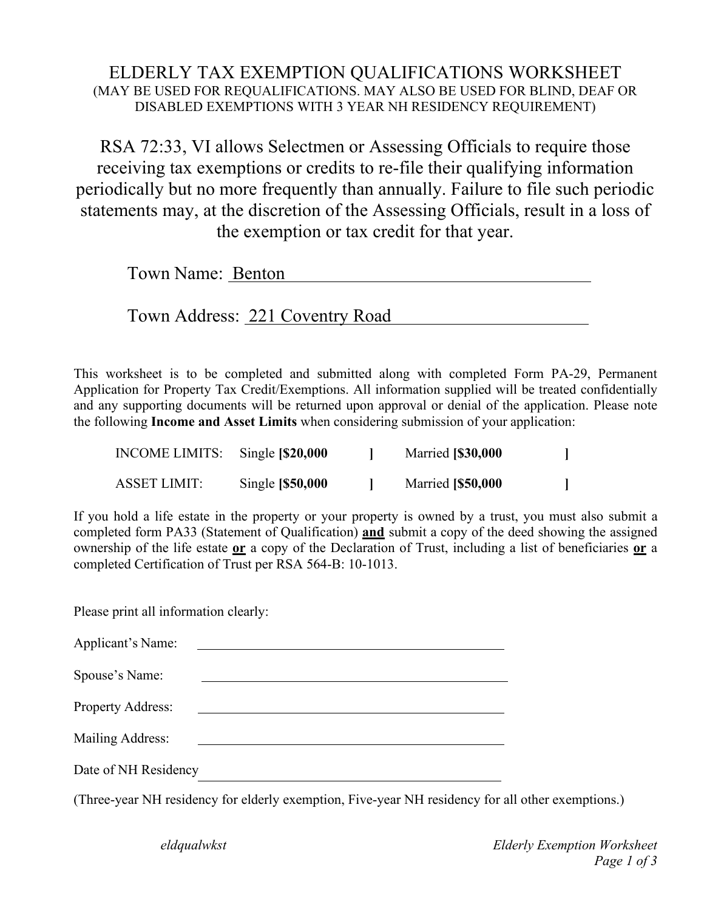# ELDERLY TAX EXEMPTION QUALIFICATIONS WORKSHEET

(MAY BE USED FOR REQUALIFICATIONS. MAY ALSO BE USED FOR BLIND, DEAF OR DISABLED EXEMPTIONS WITH 3 YEAR NH RESIDENCY REQUIREMENT)

RSA 72:33, VI allows Selectmen or Assessing Officials to require those receiving tax exemptions or credits to re-file their qualifying information periodically but no more frequently than annually. Failure to file such periodic statements may, at the discretion of the Assessing Officials, result in a loss of the exemption or tax credit for that year.

Town Name: Benton

Town Address: 221 Coventry Road

This worksheet is to be completed and submitted along with completed Form PA-29, Permanent Application for Property Tax Credit/Exemptions. All information supplied will be treated confidentially and any supporting documents will be returned upon approval or denial of the application. Please note the following **Income and Asset Limits** when considering submission of your application:

| | | |
|---|---|---|
| INCOME LIMITS: | Single **[$20,000 ]** | Married **[$30,000 ]** |
| ASSET LIMIT: | Single **[$50,000 ]** | Married **[$50,000 ]** |

If you hold a life estate in the property or your property is owned by a trust, you must also submit a completed form PA33 (Statement of Qualification) **and** submit a copy of the deed showing the assigned ownership of the life estate **or** a copy of the Declaration of Trust, including a list of beneficiaries **or** a completed Certification of Trust per RSA 564-B: 10-1013.

Please print all information clearly:

Applicant's Name: ______________________________

Spouse's Name: ______________________________

Property Address: ______________________________

Mailing Address: ______________________________

Date of NH Residency ______________________________

(Three-year NH residency for elderly exemption, Five-year NH residency for all other exemptions.)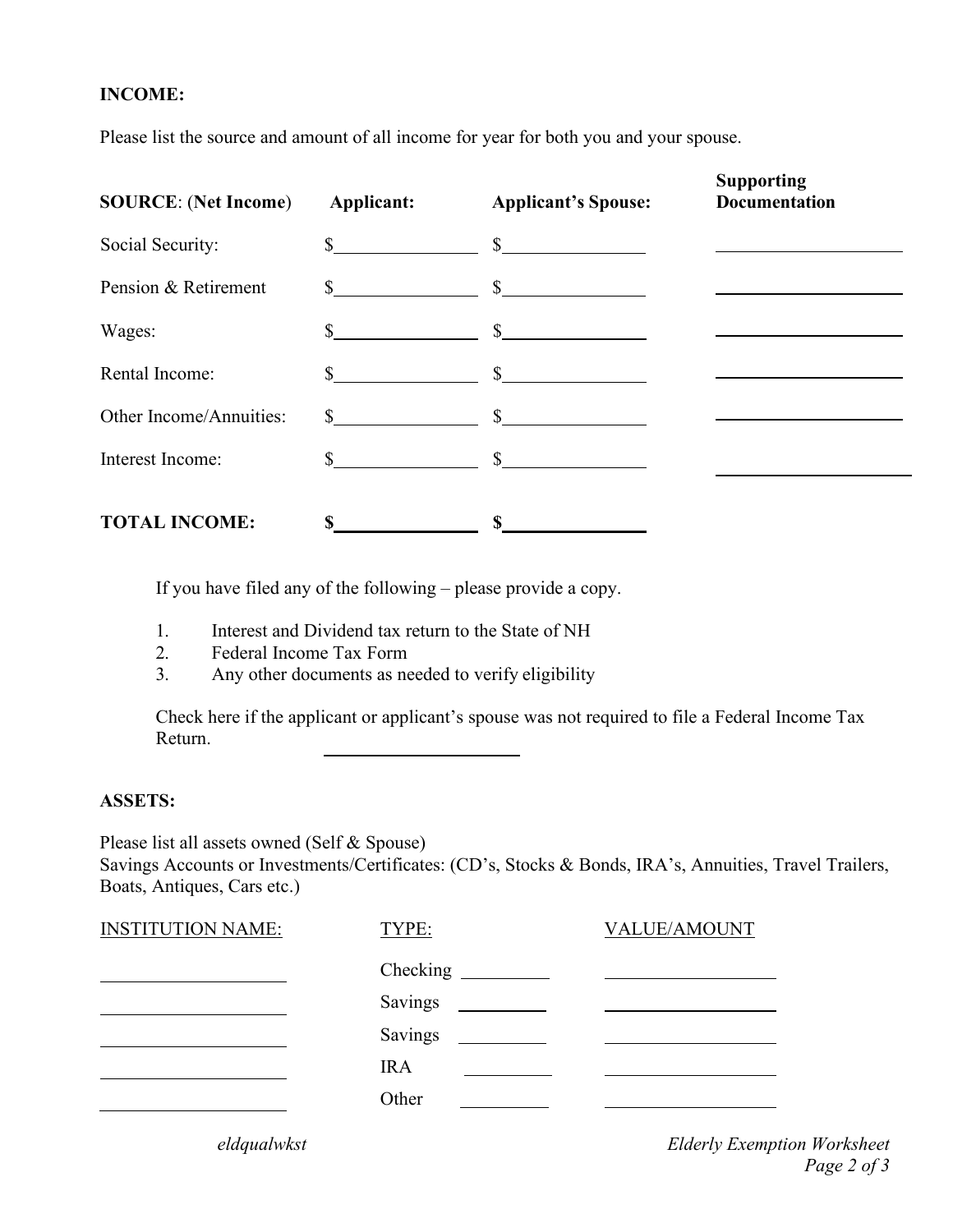**INCOME:**

Please list the source and amount of all income for year for both you and your spouse.

| **SOURCE**: (**Net Income**) | **Applicant:** | **Applicant's Spouse:** | **Supporting Documentation** |
|---|---|---|---|
| Social Security: | $ | $ | |
| Pension & Retirement | $ | $ | |
| Wages: | $ | $ | |
| Rental Income: | $ | $ | |
| Other Income/Annuities: | $ | $ | |
| Interest Income: | $ | $ | |
| **TOTAL INCOME:** | **$** | **$** | |

If you have filed any of the following – please provide a copy.

1. Interest and Dividend tax return to the State of NH
2. Federal Income Tax Form
3. Any other documents as needed to verify eligibility

Check here if the applicant or applicant's spouse was not required to file a Federal Income Tax Return. ______________________

**ASSETS:**

Please list all assets owned (Self & Spouse)
Savings Accounts or Investments/Certificates: (CD's, Stocks & Bonds, IRA's, Annuities, Travel Trailers, Boats, Antiques, Cars etc.)

| INSTITUTION NAME: | TYPE: | VALUE/AMOUNT |
|---|---|---|
| | Checking | |
| | Savings | |
| | Savings | |
| | IRA | |
| | Other | |

*eldqualwkst*

*Elderly Exemption Worksheet*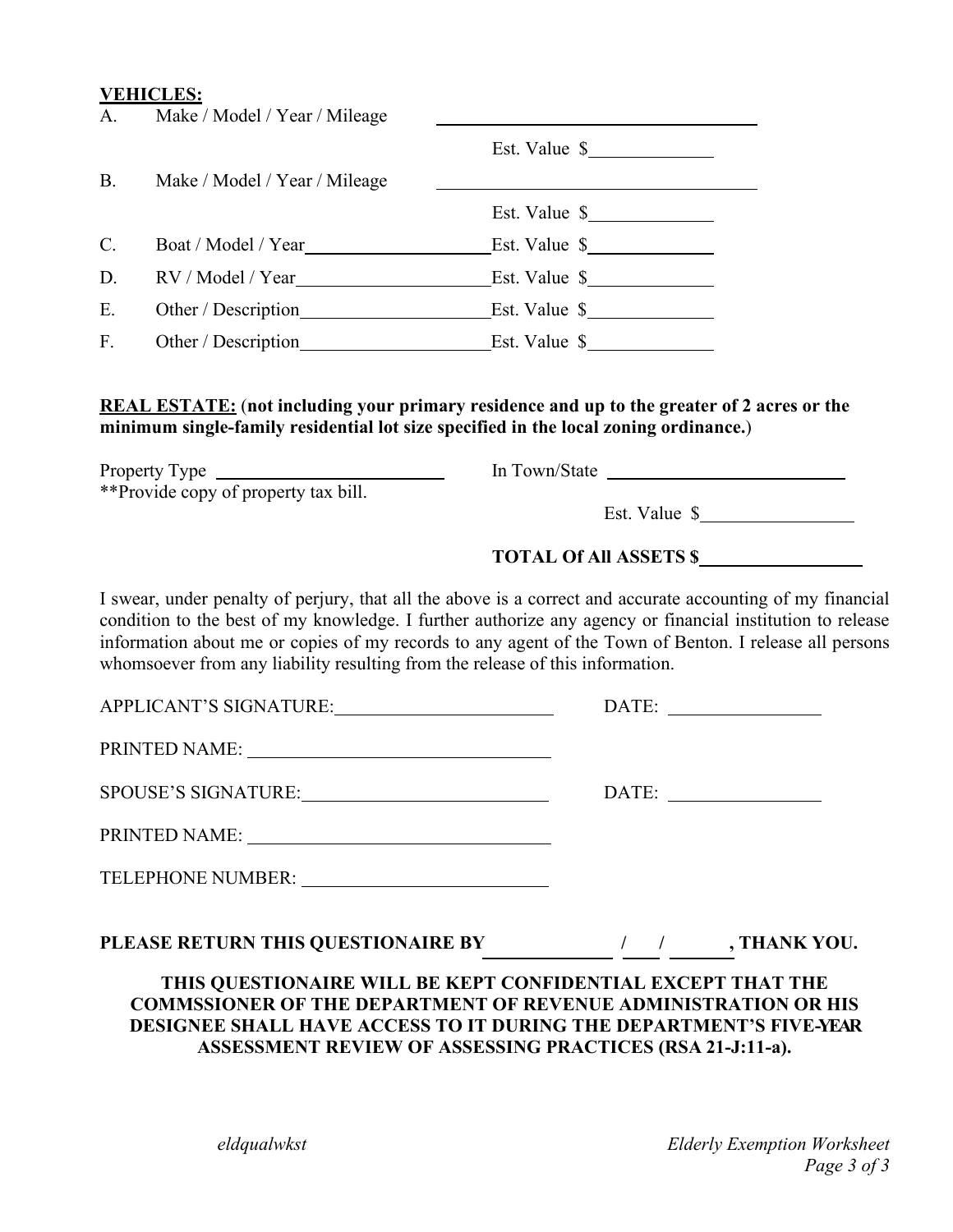**VEHICLES:**

A. Make / Model / Year / Mileage ______________________________

Est. Value $____________

B. Make / Model / Year / Mileage ______________________________

Est. Value $____________

C. Boat / Model / Year____________________ Est. Value $____________

D. RV / Model / Year____________________ Est. Value $____________

E. Other / Description____________________ Est. Value $____________

F. Other / Description____________________ Est. Value $____________

**REAL ESTATE:** (**not including your primary residence and up to the greater of 2 acres or the minimum single-family residential lot size specified in the local zoning ordinance.**)

Property Type ______________________ In Town/State ______________________

**Provide copy of property tax bill.

Est. Value $______________

**TOTAL Of All ASSETS $______________**

I swear, under penalty of perjury, that all the above is a correct and accurate accounting of my financial condition to the best of my knowledge. I further authorize any agency or financial institution to release information about me or copies of my records to any agent of the Town of Benton. I release all persons whomsoever from any liability resulting from the release of this information.

APPLICANT'S SIGNATURE:______________________ DATE: ______________

PRINTED NAME: ____________________________

SPOUSE'S SIGNATURE:______________________ DATE: ______________

PRINTED NAME: ____________________________

TELEPHONE NUMBER: ______________________

**PLEASE RETURN THIS QUESTIONAIRE BY ____________ / ___ / _____, THANK YOU.**

**THIS QUESTIONAIRE WILL BE KEPT CONFIDENTIAL EXCEPT THAT THE COMMSSIONER OF THE DEPARTMENT OF REVENUE ADMINISTRATION OR HIS DESIGNEE SHALL HAVE ACCESS TO IT DURING THE DEPARTMENT'S FIVE-YEAR ASSESSMENT REVIEW OF ASSESSING PRACTICES (RSA 21-J:11-a).**

*eldqualwkst* *Elderly Exemption Worksheet*